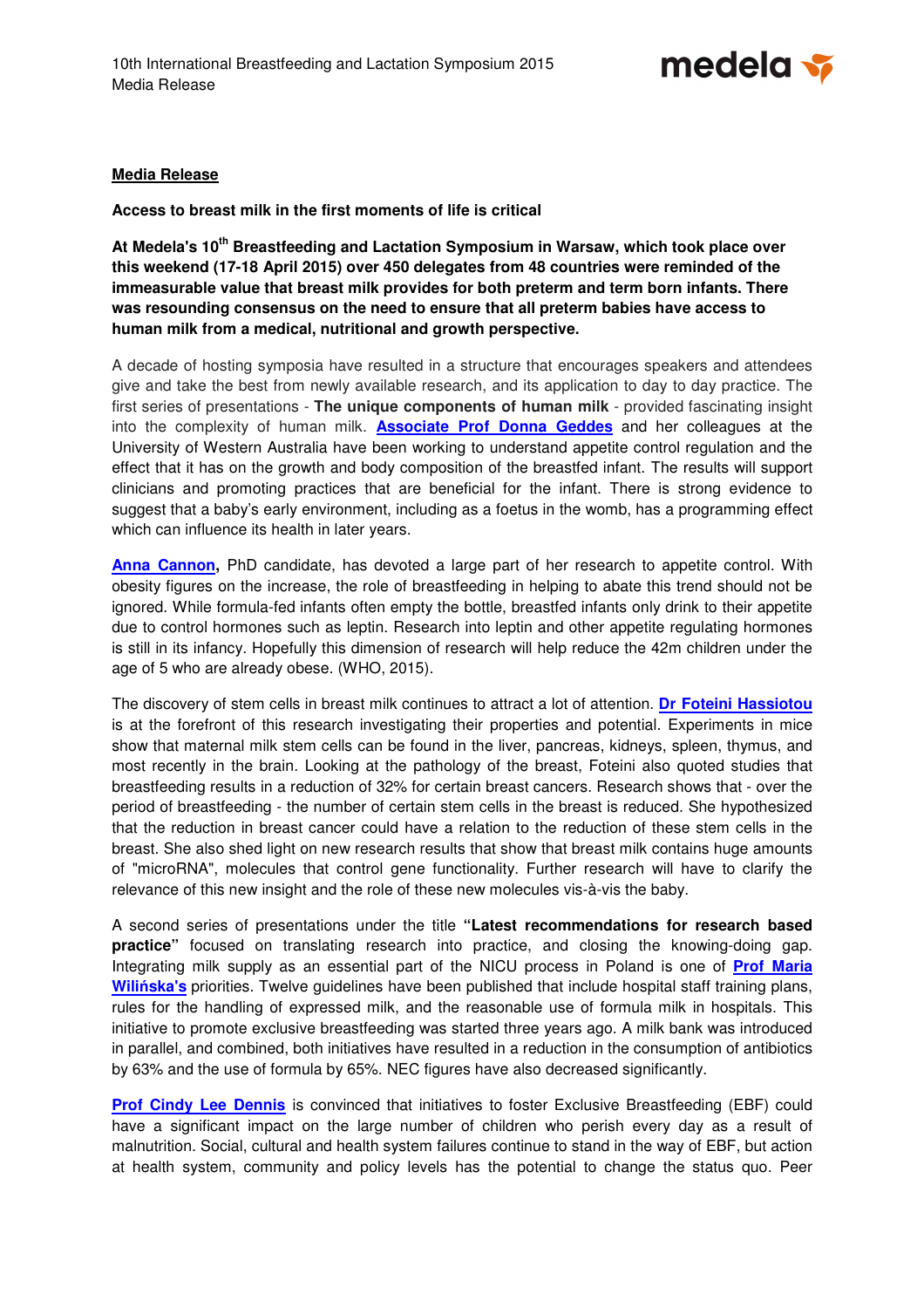**Media Release**

**Access to breast milk in the first moments of life is critical**

**At Medela's 10th Breastfeeding and Lactation Symposium in Warsaw, which took place over this weekend (17-18 April 2015) over 450 delegates from 48 countries were reminded of the immeasurable value that breast milk provides for both preterm and term born infants. There was resounding consensus on the need to ensure that all preterm babies have access to human milk from a medical, nutritional and growth perspective.**

A decade of hosting symposia have resulted in a structure that encourages speakers and attendees give and take the best from newly available research, and its application to day to day practice. The first series of presentations - **The unique components of human milk** - provided fascinating insight into the complexity of human milk. **Associate Prof Donna Geddes** and her colleagues at the University of Western Australia have been working to understand appetite control regulation and the effect that it has on the growth and body composition of the breastfed infant. The results will support clinicians and promoting practices that are beneficial for the infant. There is strong evidence to suggest that a baby's early environment, including as a foetus in the womb, has a programming effect which can influence its health in later years.

**Anna Cannon,** PhD candidate, has devoted a large part of her research to appetite control. With obesity figures on the increase, the role of breastfeeding in helping to abate this trend should not be ignored. While formula-fed infants often empty the bottle, breastfed infants only drink to their appetite due to control hormones such as leptin. Research into leptin and other appetite regulating hormones is still in its infancy. Hopefully this dimension of research will help reduce the 42m children under the age of 5 who are already obese. (WHO, 2015).

The discovery of stem cells in breast milk continues to attract a lot of attention. **Dr Foteini Hassiotou** is at the forefront of this research investigating their properties and potential. Experiments in mice show that maternal milk stem cells can be found in the liver, pancreas, kidneys, spleen, thymus, and most recently in the brain. Looking at the pathology of the breast, Foteini also quoted studies that breastfeeding results in a reduction of 32% for certain breast cancers. Research shows that - over the period of breastfeeding - the number of certain stem cells in the breast is reduced. She hypothesized that the reduction in breast cancer could have a relation to the reduction of these stem cells in the breast. She also shed light on new research results that show that breast milk contains huge amounts of "microRNA", molecules that control gene functionality. Further research will have to clarify the relevance of this new insight and the role of these new molecules vis-à-vis the baby.

A second series of presentations under the title **"Latest recommendations for research based practice"** focused on translating research into practice, and closing the knowing-doing gap. Integrating milk supply as an essential part of the NICU process in Poland is one of **Prof Maria Wilińska's** priorities. Twelve guidelines have been published that include hospital staff training plans, rules for the handling of expressed milk, and the reasonable use of formula milk in hospitals. This initiative to promote exclusive breastfeeding was started three years ago. A milk bank was introduced in parallel, and combined, both initiatives have resulted in a reduction in the consumption of antibiotics by 63% and the use of formula by 65%. NEC figures have also decreased significantly.

**Prof Cindy Lee Dennis** is convinced that initiatives to foster Exclusive Breastfeeding (EBF) could have a significant impact on the large number of children who perish every day as a result of malnutrition. Social, cultural and health system failures continue to stand in the way of EBF, but action at health system, community and policy levels has the potential to change the status quo. Peer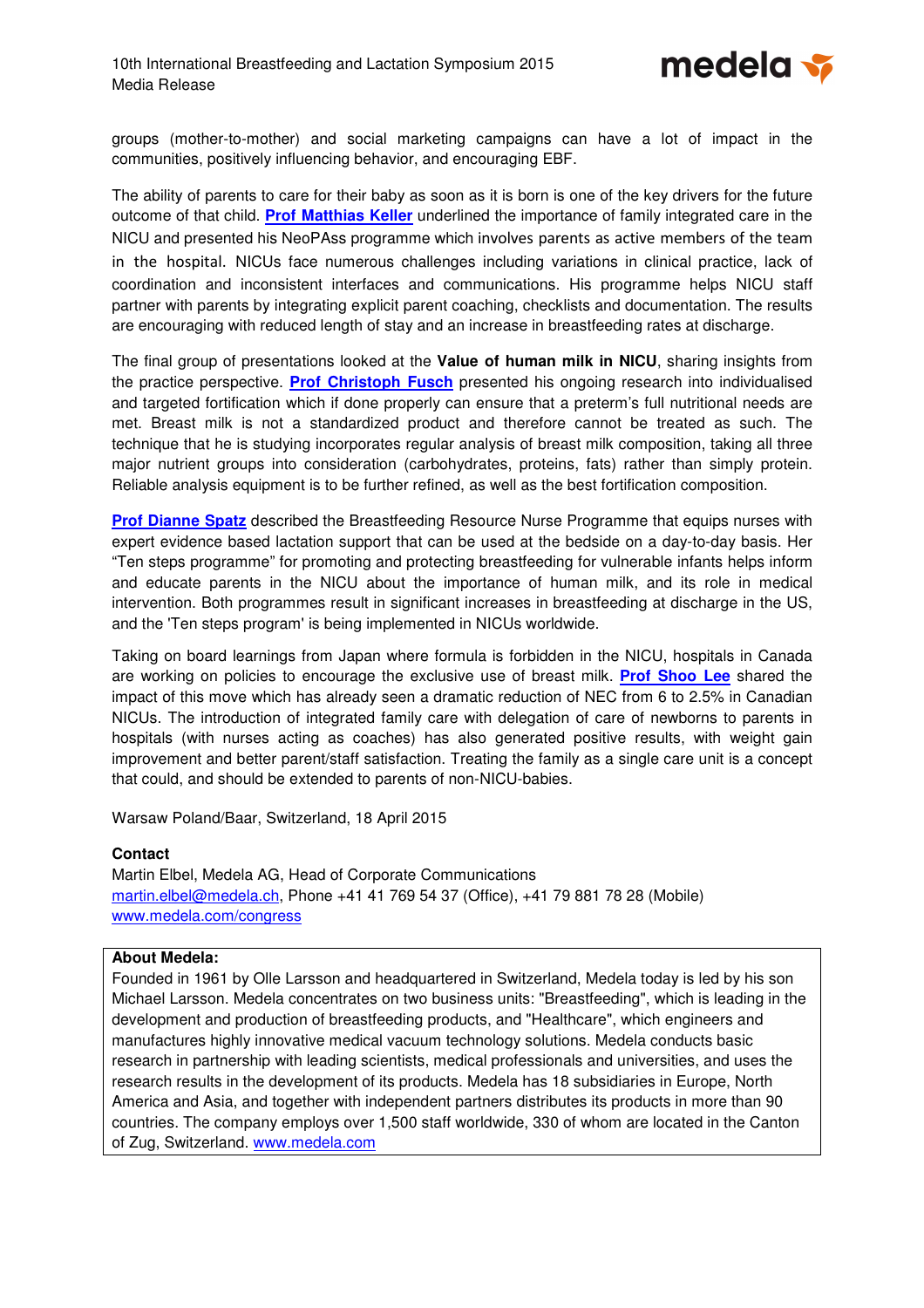groups (mother-to-mother) and social marketing campaigns can have a lot of impact in the communities, positively influencing behavior, and encouraging EBF.

The ability of parents to care for their baby as soon as it is born is one of the key drivers for the future outcome of that child. **Prof Matthias Keller** underlined the importance of family integrated care in the NICU and presented his NeoPAss programme which involves parents as active members of the team in the hospital. NICUs face numerous challenges including variations in clinical practice, lack of coordination and inconsistent interfaces and communications. His programme helps NICU staff partner with parents by integrating explicit parent coaching, checklists and documentation. The results are encouraging with reduced length of stay and an increase in breastfeeding rates at discharge.

The final group of presentations looked at the **Value of human milk in NICU**, sharing insights from the practice perspective. **Prof Christoph Fusch** presented his ongoing research into individualised and targeted fortification which if done properly can ensure that a preterm's full nutritional needs are met. Breast milk is not a standardized product and therefore cannot be treated as such. The technique that he is studying incorporates regular analysis of breast milk composition, taking all three major nutrient groups into consideration (carbohydrates, proteins, fats) rather than simply protein. Reliable analysis equipment is to be further refined, as well as the best fortification composition.

**Prof Dianne Spatz** described the Breastfeeding Resource Nurse Programme that equips nurses with expert evidence based lactation support that can be used at the bedside on a day-to-day basis. Her "Ten steps programme" for promoting and protecting breastfeeding for vulnerable infants helps inform and educate parents in the NICU about the importance of human milk, and its role in medical intervention. Both programmes result in significant increases in breastfeeding at discharge in the US, and the 'Ten steps program' is being implemented in NICUs worldwide.

Taking on board learnings from Japan where formula is forbidden in the NICU, hospitals in Canada are working on policies to encourage the exclusive use of breast milk. **Prof Shoo Lee** shared the impact of this move which has already seen a dramatic reduction of NEC from 6 to 2.5% in Canadian NICUs. The introduction of integrated family care with delegation of care of newborns to parents in hospitals (with nurses acting as coaches) has also generated positive results, with weight gain improvement and better parent/staff satisfaction. Treating the family as a single care unit is a concept that could, and should be extended to parents of non-NICU-babies.

Warsaw Poland/Baar, Switzerland, 18 April 2015

**Contact**
Martin Elbel, Medela AG, Head of Corporate Communications
martin.elbel@medela.ch, Phone +41 41 769 54 37 (Office), +41 79 881 78 28 (Mobile)
www.medela.com/congress

**About Medela:**
Founded in 1961 by Olle Larsson and headquartered in Switzerland, Medela today is led by his son Michael Larsson. Medela concentrates on two business units: "Breastfeeding", which is leading in the development and production of breastfeeding products, and "Healthcare", which engineers and manufactures highly innovative medical vacuum technology solutions. Medela conducts basic research in partnership with leading scientists, medical professionals and universities, and uses the research results in the development of its products. Medela has 18 subsidiaries in Europe, North America and Asia, and together with independent partners distributes its products in more than 90 countries. The company employs over 1,500 staff worldwide, 330 of whom are located in the Canton of Zug, Switzerland. www.medela.com